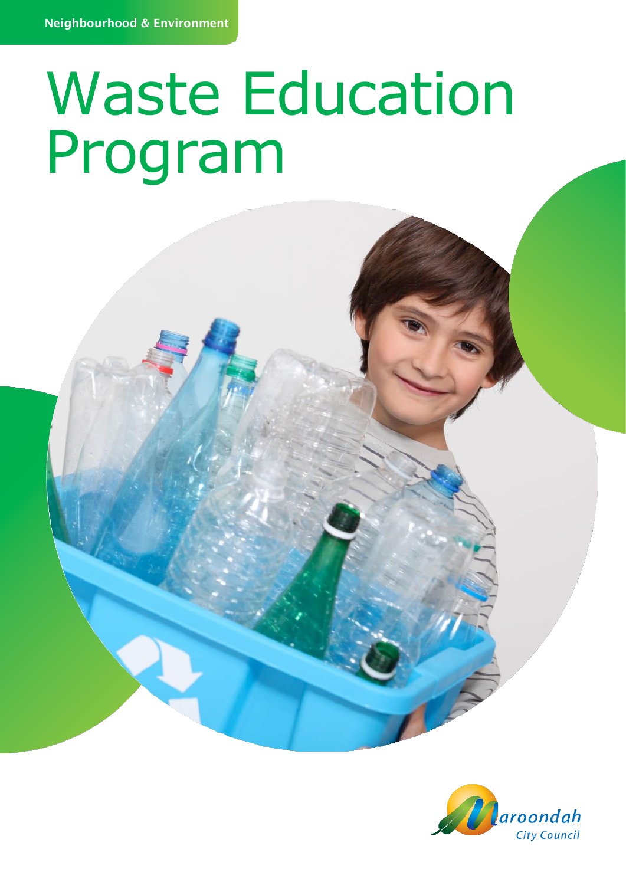Neighbourhood & Environment

# Waste Education Program

Maroondah City Council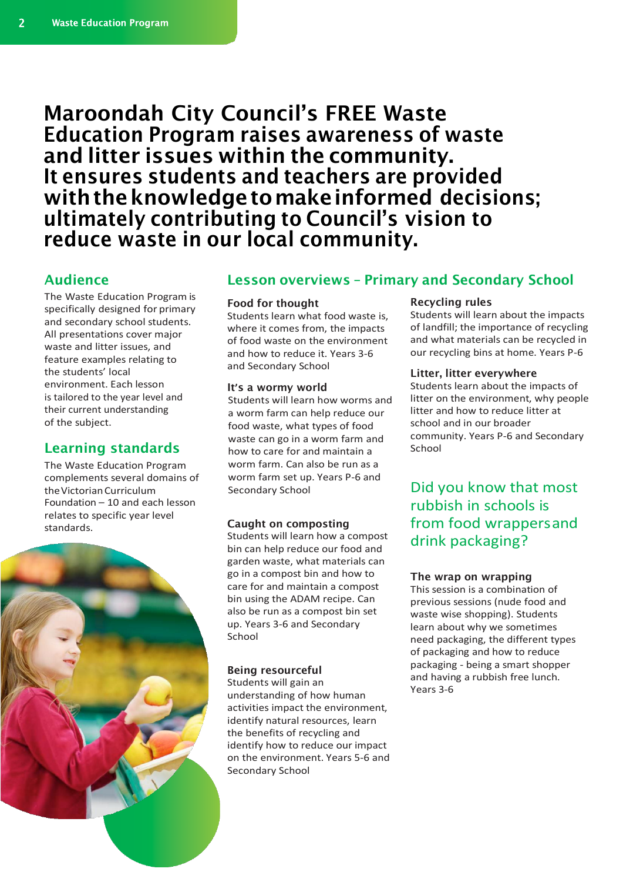# Maroondah City Council's FREE Waste Education Program raises awareness of waste and litter issues within the community. It ensures students and teachers are provided with the knowledge to make informed decisions; ultimately contributing to Council's vision to reduce waste in our local community.

## Audience

The Waste Education Program is specifically designed for primary and secondary school students. All presentations cover major waste and litter issues, and feature examples relating to the students' local environment. Each lesson is tailored to the year level and their current understanding of the subject.

## Learning standards

The Waste Education Program complements several domains of the Victorian Curriculum Foundation – 10 and each lesson relates to specific year level standards.

## Lesson overviews – Primary and Secondary School

**Food for thought**
Students learn what food waste is, where it comes from, the impacts of food waste on the environment and how to reduce it. Years 3-6 and Secondary School

**It's a wormy world**
Students will learn how worms and a worm farm can help reduce our food waste, what types of food waste can go in a worm farm and how to care for and maintain a worm farm. Can also be run as a worm farm set up. Years P-6 and Secondary School

**Caught on composting**
Students will learn how a compost bin can help reduce our food and garden waste, what materials can go in a compost bin and how to care for and maintain a compost bin using the ADAM recipe. Can also be run as a compost bin set up. Years 3-6 and Secondary School

**Being resourceful**
Students will gain an understanding of how human activities impact the environment, identify natural resources, learn the benefits of recycling and identify how to reduce our impact on the environment. Years 5-6 and Secondary School

**Recycling rules**
Students will learn about the impacts of landfill; the importance of recycling and what materials can be recycled in our recycling bins at home. Years P-6

**Litter, litter everywhere**
Students learn about the impacts of litter on the environment, why people litter and how to reduce litter at school and in our broader community. Years P-6 and Secondary School

Did you know that most rubbish in schools is from food wrappers and drink packaging?

**The wrap on wrapping**
This session is a combination of previous sessions (nude food and waste wise shopping). Students learn about why we sometimes need packaging, the different types of packaging and how to reduce packaging - being a smart shopper and having a rubbish free lunch. Years 3-6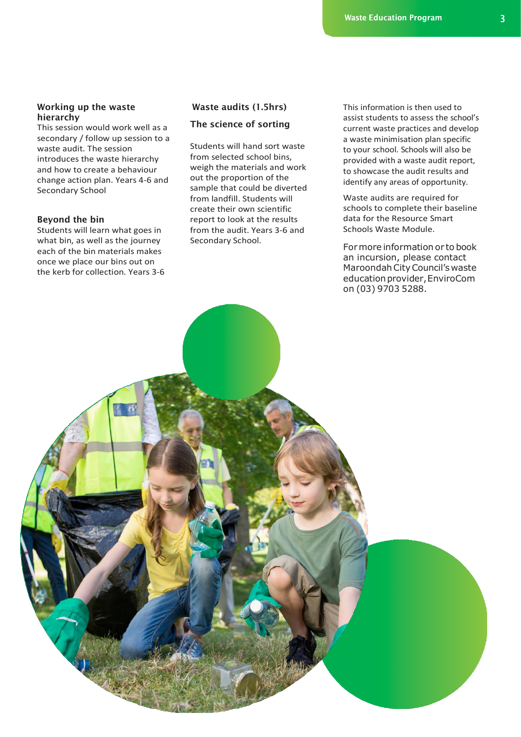### Working up the waste hierarchy

This session would work well as a secondary / follow up session to a waste audit. The session introduces the waste hierarchy and how to create a behaviour change action plan. Years 4-6 and Secondary School

### Beyond the bin

Students will learn what goes in what bin, as well as the journey each of the bin materials makes once we place our bins out on the kerb for collection. Years 3-6

### Waste audits (1.5hrs)

#### The science of sorting

Students will hand sort waste from selected school bins, weigh the materials and work out the proportion of the sample that could be diverted from landfill. Students will create their own scientific report to look at the results from the audit. Years 3-6 and Secondary School.

This information is then used to assist students to assess the school's current waste practices and develop a waste minimisation plan specific to your school. Schools will also be provided with a waste audit report, to showcase the audit results and identify any areas of opportunity.

Waste audits are required for schools to complete their baseline data for the Resource Smart Schools Waste Module.

For more information or to book an incursion, please contact Maroondah City Council's waste education provider, EnviroCom on (03) 9703 5288.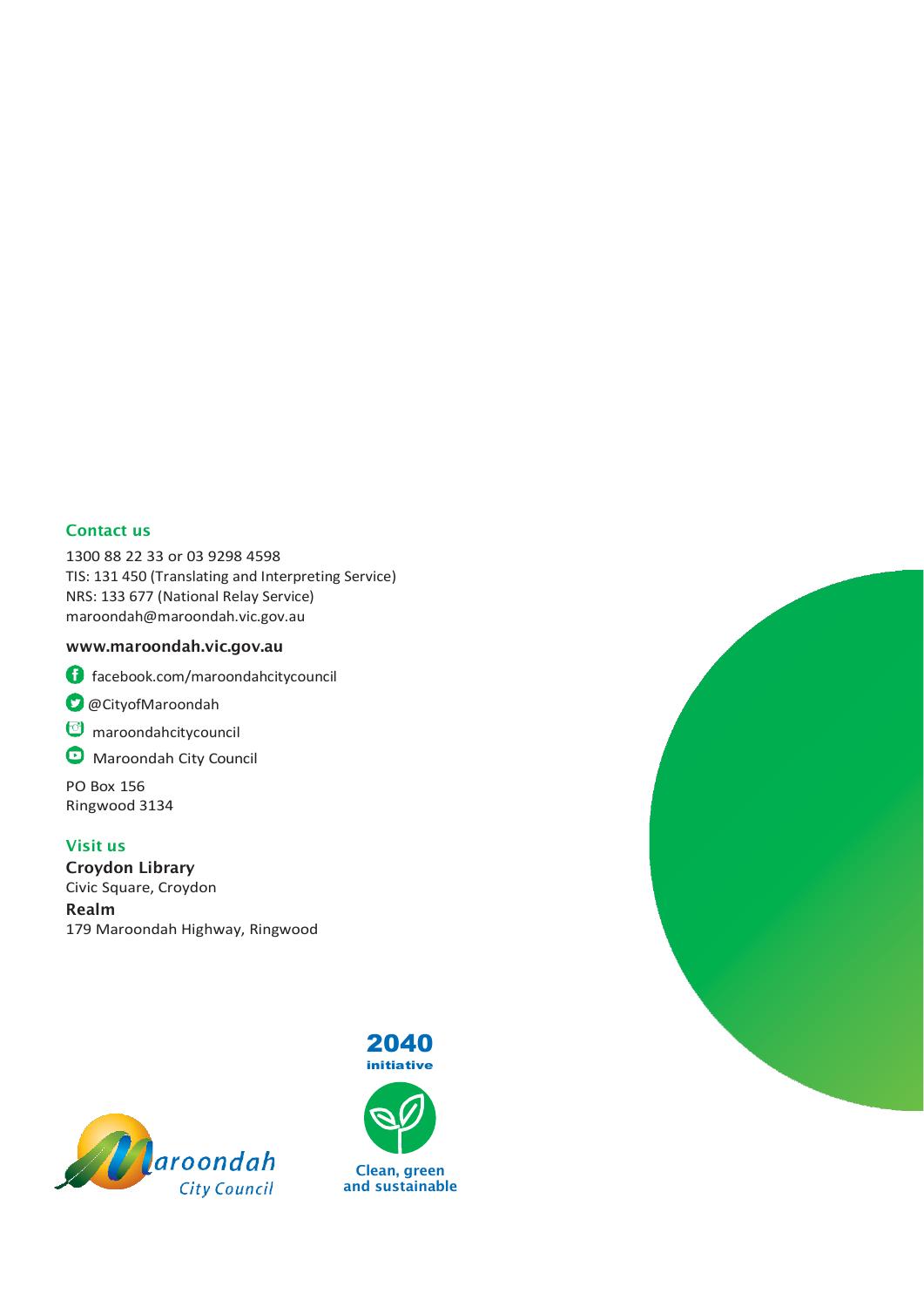## Contact us

1300 88 22 33 or 03 9298 4598
TIS: 131 450 (Translating and Interpreting Service)
NRS: 133 677 (National Relay Service)
maroondah@maroondah.vic.gov.au

**www.maroondah.vic.gov.au**

facebook.com/maroondahcitycouncil

@CityofMaroondah

maroondahcitycouncil

Maroondah City Council

PO Box 156
Ringwood 3134

## Visit us

**Croydon Library**
Civic Square, Croydon

**Realm**
179 Maroondah Highway, Ringwood

Maroondah City Council

2040 initiative

Clean, green and sustainable